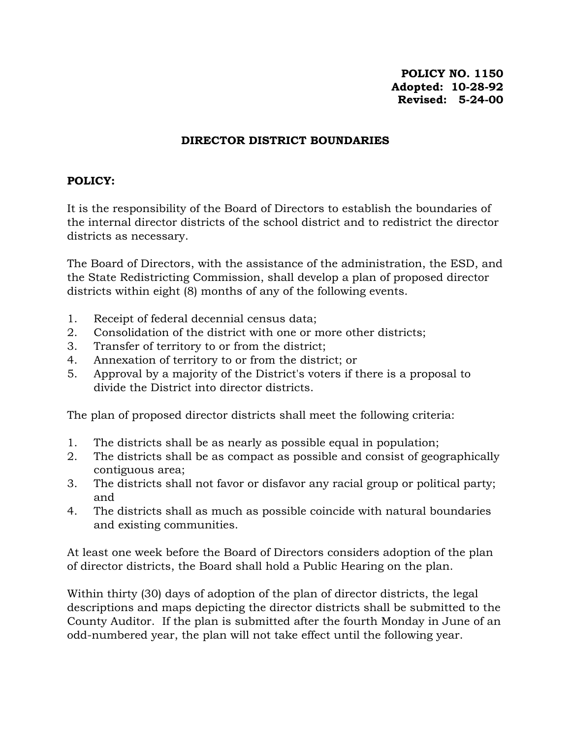**POLICY NO. 1150**
**Adopted: 10-28-92**
**Revised: 5-24-00**

# DIRECTOR DISTRICT BOUNDARIES

**POLICY:**

It is the responsibility of the Board of Directors to establish the boundaries of the internal director districts of the school district and to redistrict the director districts as necessary.

The Board of Directors, with the assistance of the administration, the ESD, and the State Redistricting Commission, shall develop a plan of proposed director districts within eight (8) months of any of the following events.

1. Receipt of federal decennial census data;
2. Consolidation of the district with one or more other districts;
3. Transfer of territory to or from the district;
4. Annexation of territory to or from the district; or
5. Approval by a majority of the District's voters if there is a proposal to divide the District into director districts.

The plan of proposed director districts shall meet the following criteria:

1. The districts shall be as nearly as possible equal in population;
2. The districts shall be as compact as possible and consist of geographically contiguous area;
3. The districts shall not favor or disfavor any racial group or political party; and
4. The districts shall as much as possible coincide with natural boundaries and existing communities.

At least one week before the Board of Directors considers adoption of the plan of director districts, the Board shall hold a Public Hearing on the plan.

Within thirty (30) days of adoption of the plan of director districts, the legal descriptions and maps depicting the director districts shall be submitted to the County Auditor. If the plan is submitted after the fourth Monday in June of an odd-numbered year, the plan will not take effect until the following year.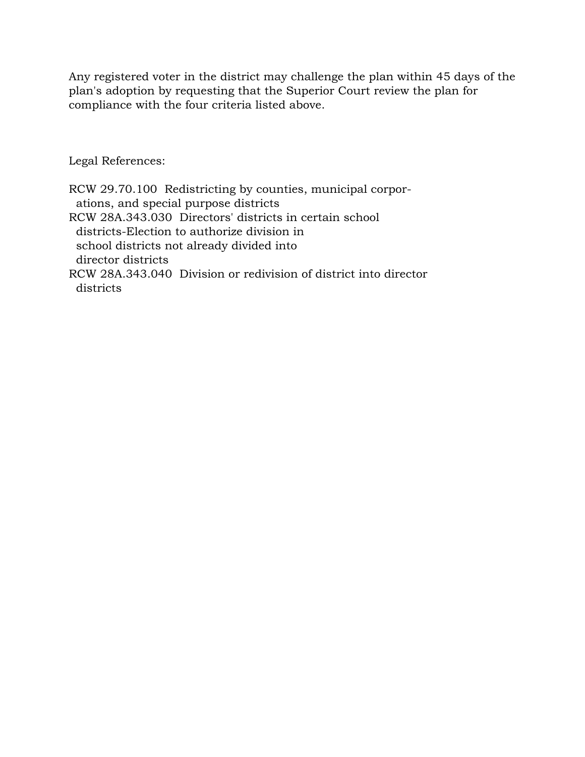Any registered voter in the district may challenge the plan within 45 days of the plan's adoption by requesting that the Superior Court review the plan for compliance with the four criteria listed above.

Legal References:

RCW 29.70.100 Redistricting by counties, municipal corporations, and special purpose districts
RCW 28A.343.030 Directors' districts in certain school districts-Election to authorize division in school districts not already divided into director districts
RCW 28A.343.040 Division or redivision of district into director districts